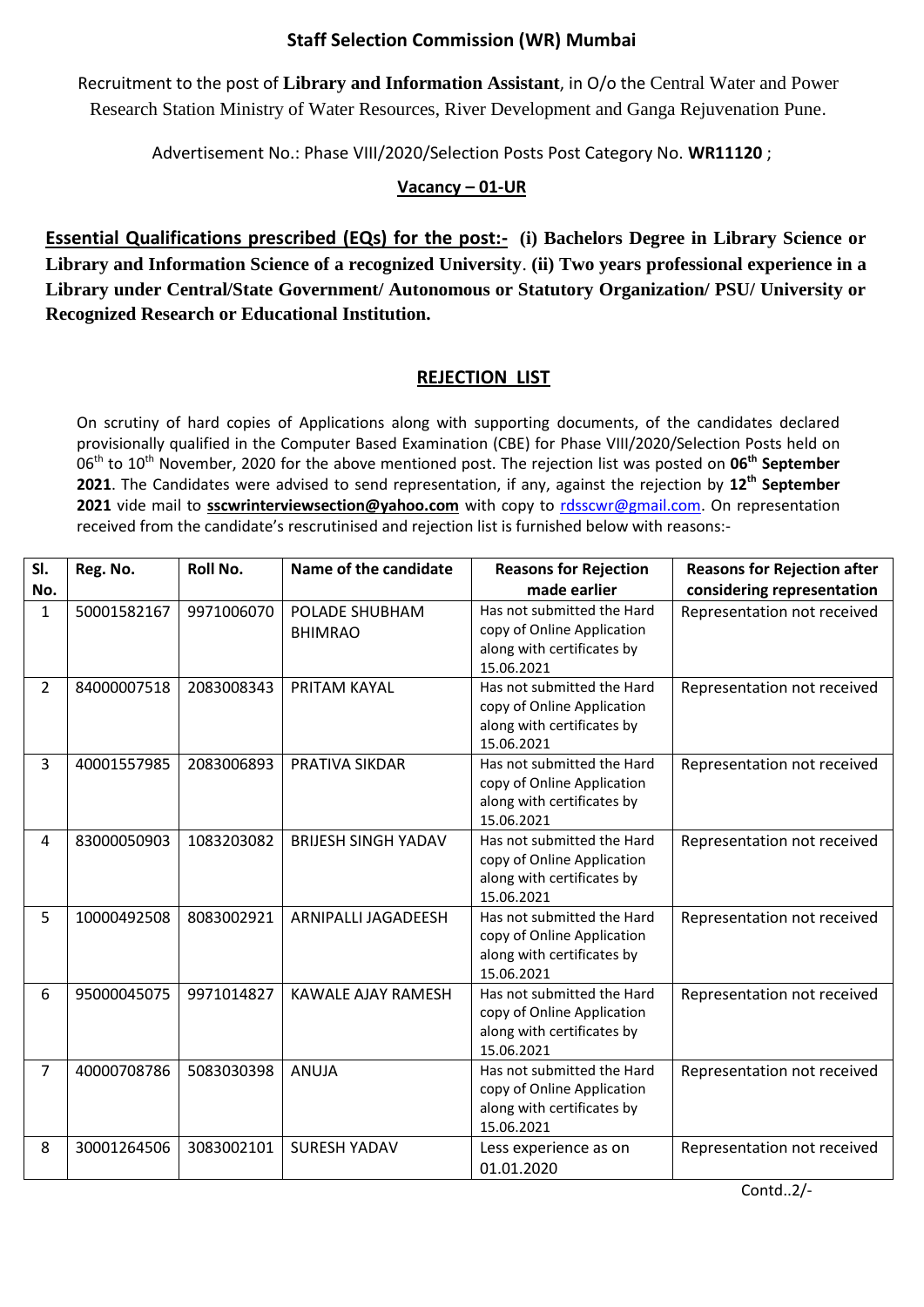## Staff Selection Commission (WR) Mumbai

Recruitment to the post of **Library and Information Assistant**, in O/o the Central Water and Power Research Station Ministry of Water Resources, River Development and Ganga Rejuvenation Pune.

Advertisement No.: Phase VIII/2020/Selection Posts Post Category No. **WR11120** ;

**Vacancy – 01-UR**

**Essential Qualifications prescribed (EQs) for the post:- (i) Bachelors Degree in Library Science or Library and Information Science of a recognized University. (ii) Two years professional experience in a Library under Central/State Government/ Autonomous or Statutory Organization/ PSU/ University or Recognized Research or Educational Institution.**

### REJECTION LIST

On scrutiny of hard copies of Applications along with supporting documents, of the candidates declared provisionally qualified in the Computer Based Examination (CBE) for Phase VIII/2020/Selection Posts held on 06th to 10th November, 2020 for the above mentioned post. The rejection list was posted on **06th September 2021**. The Candidates were advised to send representation, if any, against the rejection by **12th September 2021** vide mail to **sscwrinterviewsection@yahoo.com** with copy to rdsscwr@gmail.com. On representation received from the candidate's rescrutinised and rejection list is furnished below with reasons:-

| Sl. No. | Reg. No. | Roll No. | Name of the candidate | Reasons for Rejection made earlier | Reasons for Rejection after considering representation |
|---|---|---|---|---|---|
| 1 | 50001582167 | 9971006070 | POLADE SHUBHAM BHIMRAO | Has not submitted the Hard copy of Online Application along with certificates by 15.06.2021 | Representation not received |
| 2 | 84000007518 | 2083008343 | PRITAM KAYAL | Has not submitted the Hard copy of Online Application along with certificates by 15.06.2021 | Representation not received |
| 3 | 40001557985 | 2083006893 | PRATIVA SIKDAR | Has not submitted the Hard copy of Online Application along with certificates by 15.06.2021 | Representation not received |
| 4 | 83000050903 | 1083203082 | BRIJESH SINGH YADAV | Has not submitted the Hard copy of Online Application along with certificates by 15.06.2021 | Representation not received |
| 5 | 10000492508 | 8083002921 | ARNIPALLI JAGADEESH | Has not submitted the Hard copy of Online Application along with certificates by 15.06.2021 | Representation not received |
| 6 | 95000045075 | 9971014827 | KAWALE AJAY RAMESH | Has not submitted the Hard copy of Online Application along with certificates by 15.06.2021 | Representation not received |
| 7 | 40000708786 | 5083030398 | ANUJA | Has not submitted the Hard copy of Online Application along with certificates by 15.06.2021 | Representation not received |
| 8 | 30001264506 | 3083002101 | SURESH YADAV | Less experience as on 01.01.2020 | Representation not received |

Contd..2/-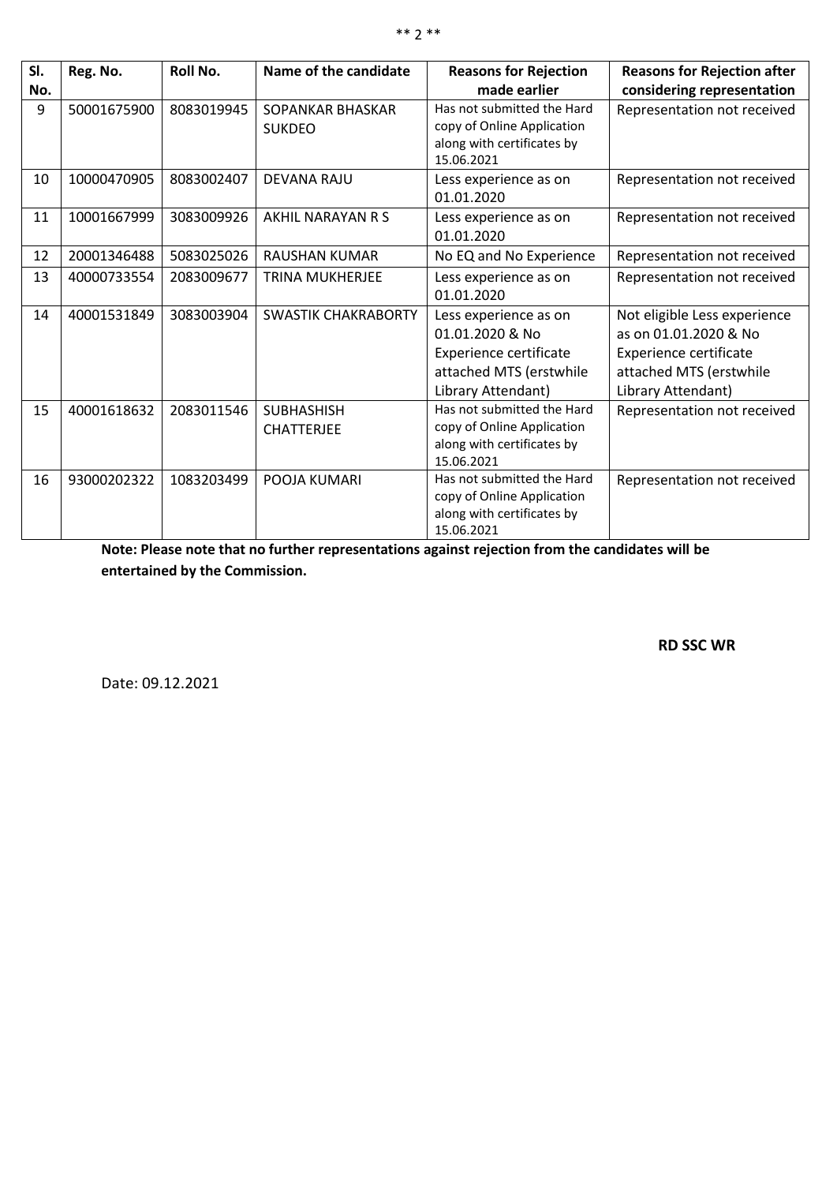| Sl. No. | Reg. No. | Roll No. | Name of the candidate | Reasons for Rejection made earlier | Reasons for Rejection after considering representation |
|---|---|---|---|---|---|
| 9 | 50001675900 | 8083019945 | SOPANKAR BHASKAR SUKDEO | Has not submitted the Hard copy of Online Application along with certificates by 15.06.2021 | Representation not received |
| 10 | 10000470905 | 8083002407 | DEVANA RAJU | Less experience as on 01.01.2020 | Representation not received |
| 11 | 10001667999 | 3083009926 | AKHIL NARAYAN R S | Less experience as on 01.01.2020 | Representation not received |
| 12 | 20001346488 | 5083025026 | RAUSHAN KUMAR | No EQ and No Experience | Representation not received |
| 13 | 40000733554 | 2083009677 | TRINA MUKHERJEE | Less experience as on 01.01.2020 | Representation not received |
| 14 | 40001531849 | 3083003904 | SWASTIK CHAKRABORTY | Less experience as on 01.01.2020 & No Experience certificate attached MTS (erstwhile Library Attendant) | Not eligible Less experience as on 01.01.2020 & No Experience certificate attached MTS (erstwhile Library Attendant) |
| 15 | 40001618632 | 2083011546 | SUBHASHISH CHATTERJEE | Has not submitted the Hard copy of Online Application along with certificates by 15.06.2021 | Representation not received |
| 16 | 93000202322 | 1083203499 | POOJA KUMARI | Has not submitted the Hard copy of Online Application along with certificates by 15.06.2021 | Representation not received |

**Note: Please note that no further representations against rejection from the candidates will be entertained by the Commission.**

**RD SSC WR**

Date: 09.12.2021